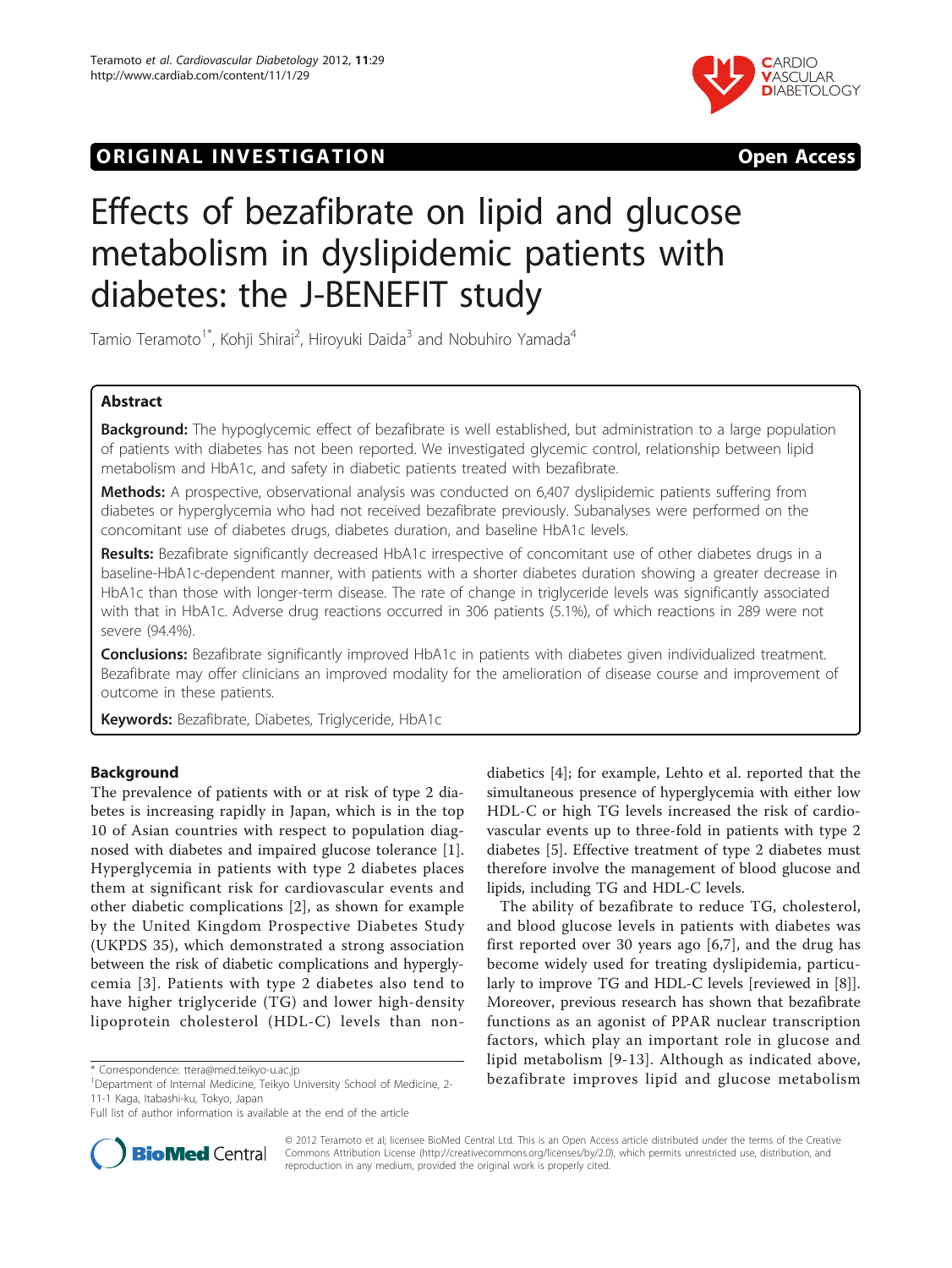ORIGINAL INVESTIGATION Open Access

# Effects of bezafibrate on lipid and glucose metabolism in dyslipidemic patients with diabetes: the J-BENEFIT study

Tamio Teramoto[1*], Kohji Shirai[2], Hiroyuki Daida[3] and Nobuhiro Yamada[4]

## Abstract

**Background:** The hypoglycemic effect of bezafibrate is well established, but administration to a large population of patients with diabetes has not been reported. We investigated glycemic control, relationship between lipid metabolism and HbA1c, and safety in diabetic patients treated with bezafibrate.

**Methods:** A prospective, observational analysis was conducted on 6,407 dyslipidemic patients suffering from diabetes or hyperglycemia who had not received bezafibrate previously. Subanalyses were performed on the concomitant use of diabetes drugs, diabetes duration, and baseline HbA1c levels.

**Results:** Bezafibrate significantly decreased HbA1c irrespective of concomitant use of other diabetes drugs in a baseline-HbA1c-dependent manner, with patients with a shorter diabetes duration showing a greater decrease in HbA1c than those with longer-term disease. The rate of change in triglyceride levels was significantly associated with that in HbA1c. Adverse drug reactions occurred in 306 patients (5.1%), of which reactions in 289 were not severe (94.4%).

**Conclusions:** Bezafibrate significantly improved HbA1c in patients with diabetes given individualized treatment. Bezafibrate may offer clinicians an improved modality for the amelioration of disease course and improvement of outcome in these patients.

**Keywords:** Bezafibrate, Diabetes, Triglyceride, HbA1c

## Background

The prevalence of patients with or at risk of type 2 diabetes is increasing rapidly in Japan, which is in the top 10 of Asian countries with respect to population diagnosed with diabetes and impaired glucose tolerance [1]. Hyperglycemia in patients with type 2 diabetes places them at significant risk for cardiovascular events and other diabetic complications [2], as shown for example by the United Kingdom Prospective Diabetes Study (UKPDS 35), which demonstrated a strong association between the risk of diabetic complications and hyperglycemia [3]. Patients with type 2 diabetes also tend to have higher triglyceride (TG) and lower high-density lipoprotein cholesterol (HDL-C) levels than non-diabetics [4]; for example, Lehto et al. reported that the simultaneous presence of hyperglycemia with either low HDL-C or high TG levels increased the risk of cardiovascular events up to three-fold in patients with type 2 diabetes [5]. Effective treatment of type 2 diabetes must therefore involve the management of blood glucose and lipids, including TG and HDL-C levels.

The ability of bezafibrate to reduce TG, cholesterol, and blood glucose levels in patients with diabetes was first reported over 30 years ago [6,7], and the drug has become widely used for treating dyslipidemia, particularly to improve TG and HDL-C levels [reviewed in [8]]. Moreover, previous research has shown that bezafibrate functions as an agonist of PPAR nuclear transcription factors, which play an important role in glucose and lipid metabolism [9-13]. Although as indicated above, bezafibrate improves lipid and glucose metabolism

\* Correspondence: ttera@med.teikyo-u.ac.jp
[1]Department of Internal Medicine, Teikyo University School of Medicine, 2-11-1 Kaga, Itabashi-ku, Tokyo, Japan
Full list of author information is available at the end of the article

© 2012 Teramoto et al; licensee BioMed Central Ltd. This is an Open Access article distributed under the terms of the Creative Commons Attribution License (http://creativecommons.org/licenses/by/2.0), which permits unrestricted use, distribution, and reproduction in any medium, provided the original work is properly cited.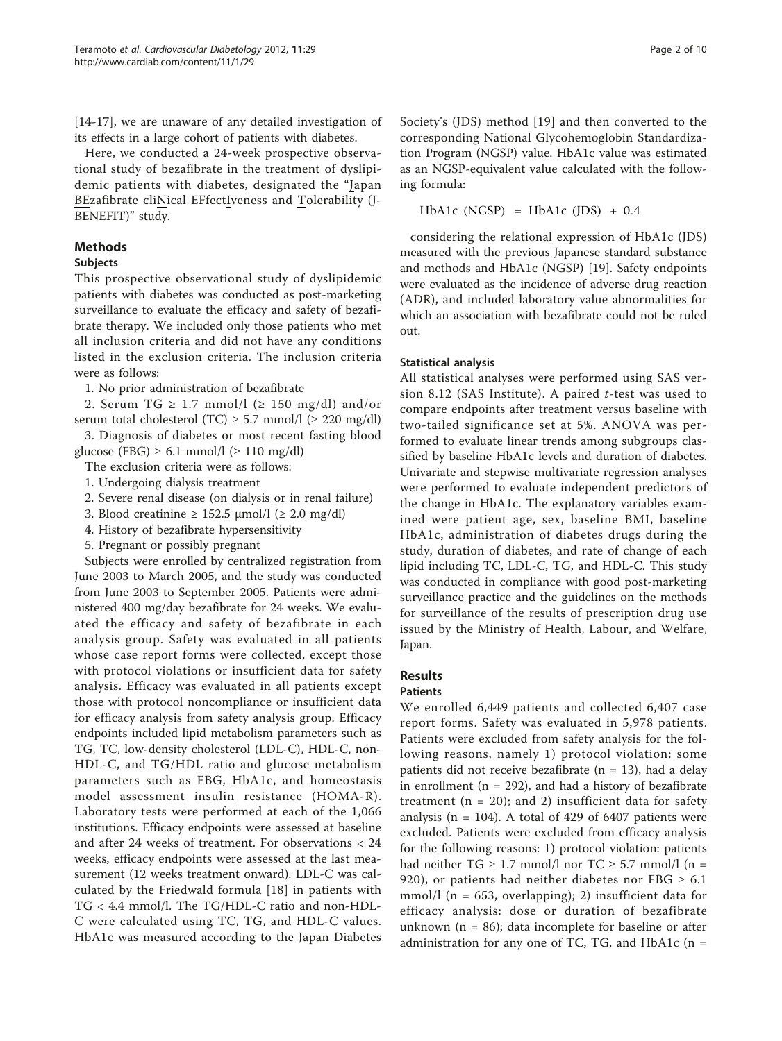[14-17], we are unaware of any detailed investigation of its effects in a large cohort of patients with diabetes.

Here, we conducted a 24-week prospective observational study of bezafibrate in the treatment of dyslipidemic patients with diabetes, designated the "Japan BEzafibrate cliNical EFfectIveness and Tolerability (J-BENEFIT)" study.

## Methods

### Subjects

This prospective observational study of dyslipidemic patients with diabetes was conducted as post-marketing surveillance to evaluate the efficacy and safety of bezafibrate therapy. We included only those patients who met all inclusion criteria and did not have any conditions listed in the exclusion criteria. The inclusion criteria were as follows:

1. No prior administration of bezafibrate
2. Serum TG ≥ 1.7 mmol/l (≥ 150 mg/dl) and/or serum total cholesterol (TC) ≥ 5.7 mmol/l (≥ 220 mg/dl)
3. Diagnosis of diabetes or most recent fasting blood glucose (FBG) ≥ 6.1 mmol/l (≥ 110 mg/dl)

The exclusion criteria were as follows:

1. Undergoing dialysis treatment
2. Severe renal disease (on dialysis or in renal failure)
3. Blood creatinine ≥ 152.5 μmol/l (≥ 2.0 mg/dl)
4. History of bezafibrate hypersensitivity
5. Pregnant or possibly pregnant

Subjects were enrolled by centralized registration from June 2003 to March 2005, and the study was conducted from June 2003 to September 2005. Patients were administered 400 mg/day bezafibrate for 24 weeks. We evaluated the efficacy and safety of bezafibrate in each analysis group. Safety was evaluated in all patients whose case report forms were collected, except those with protocol violations or insufficient data for safety analysis. Efficacy was evaluated in all patients except those with protocol noncompliance or insufficient data for efficacy analysis from safety analysis group. Efficacy endpoints included lipid metabolism parameters such as TG, TC, low-density cholesterol (LDL-C), HDL-C, non-HDL-C, and TG/HDL ratio and glucose metabolism parameters such as FBG, HbA1c, and homeostasis model assessment insulin resistance (HOMA-R). Laboratory tests were performed at each of the 1,066 institutions. Efficacy endpoints were assessed at baseline and after 24 weeks of treatment. For observations < 24 weeks, efficacy endpoints were assessed at the last measurement (12 weeks treatment onward). LDL-C was calculated by the Friedwald formula [18] in patients with TG < 4.4 mmol/l. The TG/HDL-C ratio and non-HDL-C were calculated using TC, TG, and HDL-C values. HbA1c was measured according to the Japan Diabetes Society's (JDS) method [19] and then converted to the corresponding National Glycohemoglobin Standardization Program (NGSP) value. HbA1c value was estimated as an NGSP-equivalent value calculated with the following formula:

$$\text{HbA1c (NGSP)} = \text{HbA1c (JDS)} + 0.4$$

considering the relational expression of HbA1c (JDS) measured with the previous Japanese standard substance and methods and HbA1c (NGSP) [19]. Safety endpoints were evaluated as the incidence of adverse drug reaction (ADR), and included laboratory value abnormalities for which an association with bezafibrate could not be ruled out.

### Statistical analysis

All statistical analyses were performed using SAS version 8.12 (SAS Institute). A paired *t*-test was used to compare endpoints after treatment versus baseline with two-tailed significance set at 5%. ANOVA was performed to evaluate linear trends among subgroups classified by baseline HbA1c levels and duration of diabetes. Univariate and stepwise multivariate regression analyses were performed to evaluate independent predictors of the change in HbA1c. The explanatory variables examined were patient age, sex, baseline BMI, baseline HbA1c, administration of diabetes drugs during the study, duration of diabetes, and rate of change of each lipid including TC, LDL-C, TG, and HDL-C. This study was conducted in compliance with good post-marketing surveillance practice and the guidelines on the methods for surveillance of the results of prescription drug use issued by the Ministry of Health, Labour, and Welfare, Japan.

## Results

### Patients

We enrolled 6,449 patients and collected 6,407 case report forms. Safety was evaluated in 5,978 patients. Patients were excluded from safety analysis for the following reasons, namely 1) protocol violation: some patients did not receive bezafibrate (n = 13), had a delay in enrollment (n = 292), and had a history of bezafibrate treatment (n = 20); and 2) insufficient data for safety analysis (n = 104). A total of 429 of 6407 patients were excluded. Patients were excluded from efficacy analysis for the following reasons: 1) protocol violation: patients had neither TG ≥ 1.7 mmol/l nor TC ≥ 5.7 mmol/l (n = 920), or patients had neither diabetes nor FBG ≥ 6.1 mmol/l (n = 653, overlapping); 2) insufficient data for efficacy analysis: dose or duration of bezafibrate unknown (n = 86); data incomplete for baseline or after administration for any one of TC, TG, and HbA1c (n =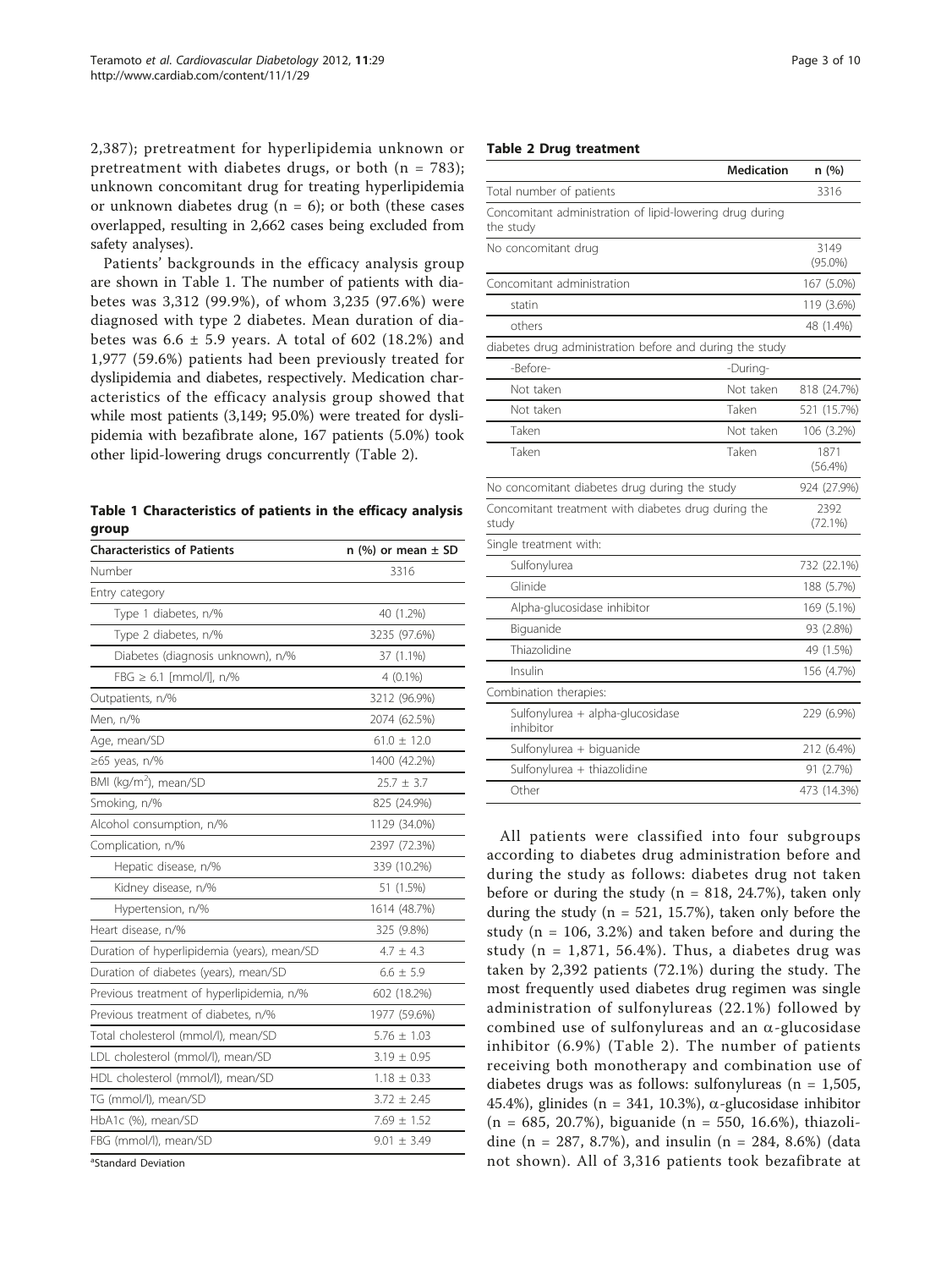2,387); pretreatment for hyperlipidemia unknown or pretreatment with diabetes drugs, or both (n = 783); unknown concomitant drug for treating hyperlipidemia or unknown diabetes drug (n = 6); or both (these cases overlapped, resulting in 2,662 cases being excluded from safety analyses).

Patients' backgrounds in the efficacy analysis group are shown in Table 1. The number of patients with diabetes was 3,312 (99.9%), of whom 3,235 (97.6%) were diagnosed with type 2 diabetes. Mean duration of diabetes was 6.6 ± 5.9 years. A total of 602 (18.2%) and 1,977 (59.6%) patients had been previously treated for dyslipidemia and diabetes, respectively. Medication characteristics of the efficacy analysis group showed that while most patients (3,149; 95.0%) were treated for dyslipidemia with bezafibrate alone, 167 patients (5.0%) took other lipid-lowering drugs concurrently (Table 2).

**Table 1 Characteristics of patients in the efficacy analysis group**

| Characteristics of Patients | n (%) or mean ± SD |
|---|---|
| Number | 3316 |
| Entry category | |
| Type 1 diabetes, n/% | 40 (1.2%) |
| Type 2 diabetes, n/% | 3235 (97.6%) |
| Diabetes (diagnosis unknown), n/% | 37 (1.1%) |
| FBG ≥ 6.1 [mmol/l], n/% | 4 (0.1%) |
| Outpatients, n/% | 3212 (96.9%) |
| Men, n/% | 2074 (62.5%) |
| Age, mean/SD | 61.0 ± 12.0 |
| ≥65 yeas, n/% | 1400 (42.2%) |
| BMI (kg/m$^2$), mean/SD | 25.7 ± 3.7 |
| Smoking, n/% | 825 (24.9%) |
| Alcohol consumption, n/% | 1129 (34.0%) |
| Complication, n/% | 2397 (72.3%) |
| Hepatic disease, n/% | 339 (10.2%) |
| Kidney disease, n/% | 51 (1.5%) |
| Hypertension, n/% | 1614 (48.7%) |
| Heart disease, n/% | 325 (9.8%) |
| Duration of hyperlipidemia (years), mean/SD | 4.7 ± 4.3 |
| Duration of diabetes (years), mean/SD | 6.6 ± 5.9 |
| Previous treatment of hyperlipidemia, n/% | 602 (18.2%) |
| Previous treatment of diabetes, n/% | 1977 (59.6%) |
| Total cholesterol (mmol/l), mean/SD | 5.76 ± 1.03 |
| LDL cholesterol (mmol/l), mean/SD | 3.19 ± 0.95 |
| HDL cholesterol (mmol/l), mean/SD | 1.18 ± 0.33 |
| TG (mmol/l), mean/SD | 3.72 ± 2.45 |
| HbA1c (%), mean/SD | 7.69 ± 1.52 |
| FBG (mmol/l), mean/SD | 9.01 ± 3.49 |

[a]Standard Deviation

**Table 2 Drug treatment**

| | Medication | n (%) |
|---|---|---|
| Total number of patients | | 3316 |
| Concomitant administration of lipid-lowering drug during the study | | |
| No concomitant drug | | 3149 (95.0%) |
| Concomitant administration | | 167 (5.0%) |
| statin | | 119 (3.6%) |
| others | | 48 (1.4%) |
| diabetes drug administration before and during the study | | |
| -Before- | -During- | |
| Not taken | Not taken | 818 (24.7%) |
| Not taken | Taken | 521 (15.7%) |
| Taken | Not taken | 106 (3.2%) |
| Taken | Taken | 1871 (56.4%) |
| No concomitant diabetes drug during the study | | 924 (27.9%) |
| Concomitant treatment with diabetes drug during the study | | 2392 (72.1%) |
| Single treatment with: | | |
| Sulfonylurea | | 732 (22.1%) |
| Glinide | | 188 (5.7%) |
| Alpha-glucosidase inhibitor | | 169 (5.1%) |
| Biguanide | | 93 (2.8%) |
| Thiazolidine | | 49 (1.5%) |
| Insulin | | 156 (4.7%) |
| Combination therapies: | | |
| Sulfonylurea + alpha-glucosidase inhibitor | | 229 (6.9%) |
| Sulfonylurea + biguanide | | 212 (6.4%) |
| Sulfonylurea + thiazolidine | | 91 (2.7%) |
| Other | | 473 (14.3%) |

All patients were classified into four subgroups according to diabetes drug administration before and during the study as follows: diabetes drug not taken before or during the study (n = 818, 24.7%), taken only during the study (n = 521, 15.7%), taken only before the study (n = 106, 3.2%) and taken before and during the study (n = 1,871, 56.4%). Thus, a diabetes drug was taken by 2,392 patients (72.1%) during the study. The most frequently used diabetes drug regimen was single administration of sulfonylureas (22.1%) followed by combined use of sulfonylureas and an $\alpha$-glucosidase inhibitor (6.9%) (Table 2). The number of patients receiving both monotherapy and combination use of diabetes drugs was as follows: sulfonylureas (n = 1,505, 45.4%), glinides (n = 341, 10.3%), $\alpha$-glucosidase inhibitor (n = 685, 20.7%), biguanide (n = 550, 16.6%), thiazolidine (n = 287, 8.7%), and insulin (n = 284, 8.6%) (data not shown). All of 3,316 patients took bezafibrate at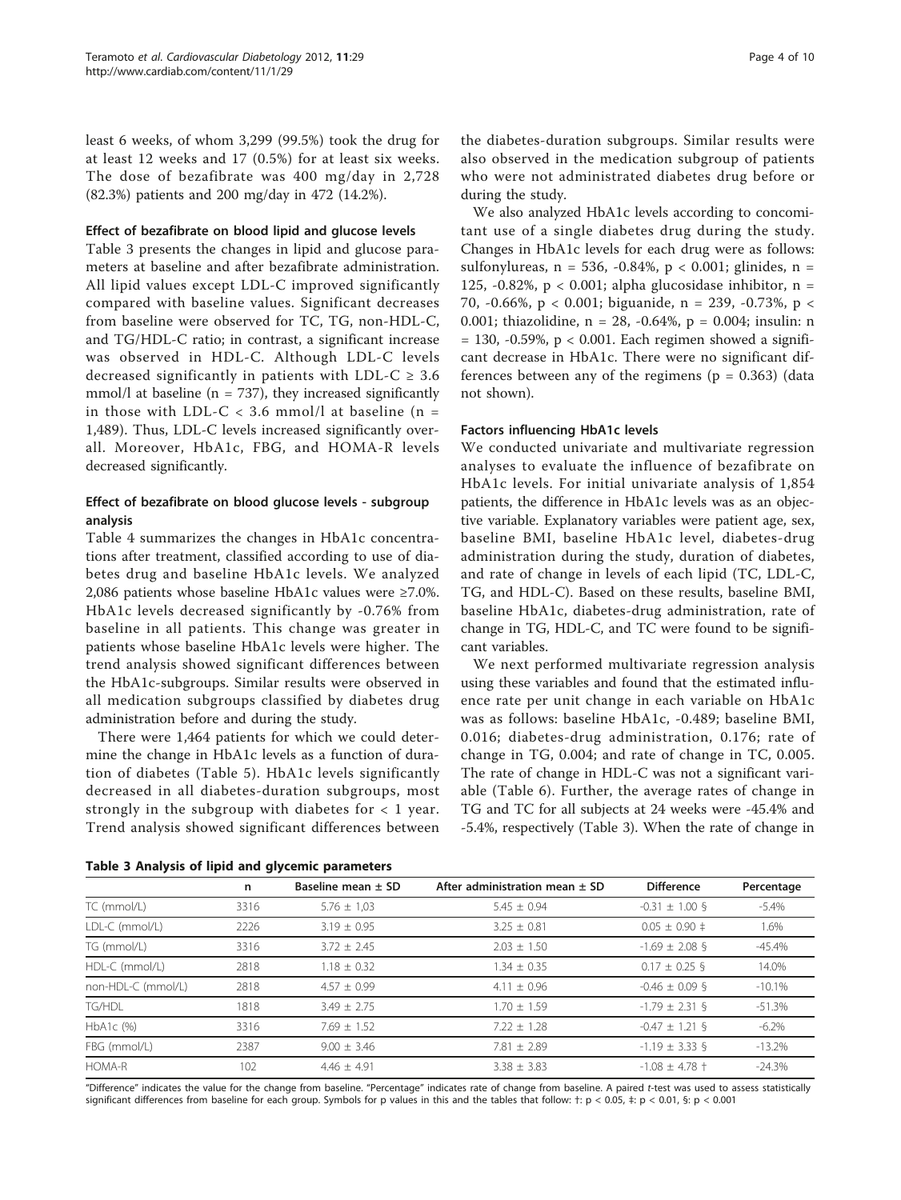least 6 weeks, of whom 3,299 (99.5%) took the drug for at least 12 weeks and 17 (0.5%) for at least six weeks. The dose of bezafibrate was 400 mg/day in 2,728 (82.3%) patients and 200 mg/day in 472 (14.2%).

### Effect of bezafibrate on blood lipid and glucose levels

Table 3 presents the changes in lipid and glucose parameters at baseline and after bezafibrate administration. All lipid values except LDL-C improved significantly compared with baseline values. Significant decreases from baseline were observed for TC, TG, non-HDL-C, and TG/HDL-C ratio; in contrast, a significant increase was observed in HDL-C. Although LDL-C levels decreased significantly in patients with LDL-C ≥ 3.6 mmol/l at baseline (n = 737), they increased significantly in those with LDL-C < 3.6 mmol/l at baseline (n = 1,489). Thus, LDL-C levels increased significantly overall. Moreover, HbA1c, FBG, and HOMA-R levels decreased significantly.

### Effect of bezafibrate on blood glucose levels - subgroup analysis

Table 4 summarizes the changes in HbA1c concentrations after treatment, classified according to use of diabetes drug and baseline HbA1c levels. We analyzed 2,086 patients whose baseline HbA1c values were ≥7.0%. HbA1c levels decreased significantly by -0.76% from baseline in all patients. This change was greater in patients whose baseline HbA1c levels were higher. The trend analysis showed significant differences between the HbA1c-subgroups. Similar results were observed in all medication subgroups classified by diabetes drug administration before and during the study.

There were 1,464 patients for which we could determine the change in HbA1c levels as a function of duration of diabetes (Table 5). HbA1c levels significantly decreased in all diabetes-duration subgroups, most strongly in the subgroup with diabetes for < 1 year. Trend analysis showed significant differences between the diabetes-duration subgroups. Similar results were also observed in the medication subgroup of patients who were not administrated diabetes drug before or during the study.

We also analyzed HbA1c levels according to concomitant use of a single diabetes drug during the study. Changes in HbA1c levels for each drug were as follows: sulfonylureas, n = 536, -0.84%, p < 0.001; glinides, n = 125, -0.82%, p < 0.001; alpha glucosidase inhibitor, n = 70, -0.66%, p < 0.001; biguanide, n = 239, -0.73%, p < 0.001; thiazolidine, n = 28, -0.64%, p = 0.004; insulin: n = 130, -0.59%, p < 0.001. Each regimen showed a significant decrease in HbA1c. There were no significant differences between any of the regimens (p = 0.363) (data not shown).

### Factors influencing HbA1c levels

We conducted univariate and multivariate regression analyses to evaluate the influence of bezafibrate on HbA1c levels. For initial univariate analysis of 1,854 patients, the difference in HbA1c levels was as an objective variable. Explanatory variables were patient age, sex, baseline BMI, baseline HbA1c level, diabetes-drug administration during the study, duration of diabetes, and rate of change in levels of each lipid (TC, LDL-C, TG, and HDL-C). Based on these results, baseline BMI, baseline HbA1c, diabetes-drug administration, rate of change in TG, HDL-C, and TC were found to be significant variables.

We next performed multivariate regression analysis using these variables and found that the estimated influence rate per unit change in each variable on HbA1c was as follows: baseline HbA1c, -0.489; baseline BMI, 0.016; diabetes-drug administration, 0.176; rate of change in TG, 0.004; and rate of change in TC, 0.005. The rate of change in HDL-C was not a significant variable (Table 6). Further, the average rates of change in TG and TC for all subjects at 24 weeks were -45.4% and -5.4%, respectively (Table 3). When the rate of change in

**Table 3 Analysis of lipid and glycemic parameters**

| | n | Baseline mean ± SD | After administration mean ± SD | Difference | Percentage |
|---|---|---|---|---|---|
| TC (mmol/L) | 3316 | 5.76 ± 1,03 | 5.45 ± 0.94 | -0.31 ± 1.00 § | -5.4% |
| LDL-C (mmol/L) | 2226 | 3.19 ± 0.95 | 3.25 ± 0.81 | 0.05 ± 0.90 ‡ | 1.6% |
| TG (mmol/L) | 3316 | 3.72 ± 2.45 | 2.03 ± 1.50 | -1.69 ± 2.08 § | -45.4% |
| HDL-C (mmol/L) | 2818 | 1.18 ± 0.32 | 1.34 ± 0.35 | 0.17 ± 0.25 § | 14.0% |
| non-HDL-C (mmol/L) | 2818 | 4.57 ± 0.99 | 4.11 ± 0.96 | -0.46 ± 0.09 § | -10.1% |
| TG/HDL | 1818 | 3.49 ± 2.75 | 1.70 ± 1.59 | -1.79 ± 2.31 § | -51.3% |
| HbA1c (%) | 3316 | 7.69 ± 1.52 | 7.22 ± 1.28 | -0.47 ± 1.21 § | -6.2% |
| FBG (mmol/L) | 2387 | 9.00 ± 3.46 | 7.81 ± 2.89 | -1.19 ± 3.33 § | -13.2% |
| HOMA-R | 102 | 4.46 ± 4.91 | 3.38 ± 3.83 | -1.08 ± 4.78 † | -24.3% |

"Difference" indicates the value for the change from baseline. "Percentage" indicates rate of change from baseline. A paired *t*-test was used to assess statistically significant differences from baseline for each group. Symbols for p values in this and the tables that follow: †: p < 0.05, ‡: p < 0.01, §: p < 0.001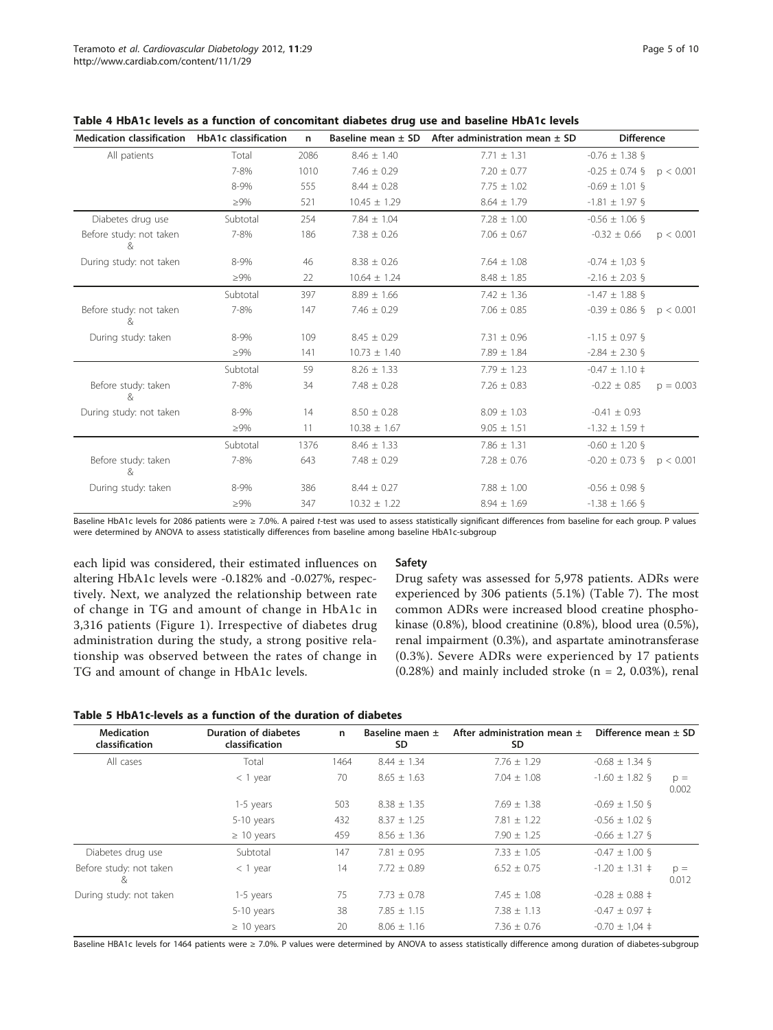**Table 4 HbA1c levels as a function of concomitant diabetes drug use and baseline HbA1c levels**

| Medication classification | HbA1c classification | n | Baseline mean ± SD | After administration mean ± SD | Difference | |
|---|---|---|---|---|---|---|
| All patients | Total | 2086 | 8.46 ± 1.40 | 7.71 ± 1.31 | -0.76 ± 1.38 § | |
| | 7-8% | 1010 | 7.46 ± 0.29 | 7.20 ± 0.77 | -0.25 ± 0.74 § | p < 0.001 |
| | 8-9% | 555 | 8.44 ± 0.28 | 7.75 ± 1.02 | -0.69 ± 1.01 § | |
| | ≥9% | 521 | 10.45 ± 1.29 | 8.64 ± 1.79 | -1.81 ± 1.97 § | |
| Diabetes drug use | Subtotal | 254 | 7.84 ± 1.04 | 7.28 ± 1.00 | -0.56 ± 1.06 § | |
| Before study: not taken & | 7-8% | 186 | 7.38 ± 0.26 | 7.06 ± 0.67 | -0.32 ± 0.66 | p < 0.001 |
| During study: not taken | 8-9% | 46 | 8.38 ± 0.26 | 7.64 ± 1.08 | -0.74 ± 1,03 § | |
| | ≥9% | 22 | 10.64 ± 1.24 | 8.48 ± 1.85 | -2.16 ± 2.03 § | |
| | Subtotal | 397 | 8.89 ± 1.66 | 7.42 ± 1.36 | -1.47 ± 1.88 § | |
| Before study: not taken & | 7-8% | 147 | 7.46 ± 0.29 | 7.06 ± 0.85 | -0.39 ± 0.86 § | p < 0.001 |
| During study: taken | 8-9% | 109 | 8.45 ± 0.29 | 7.31 ± 0.96 | -1.15 ± 0.97 § | |
| | ≥9% | 141 | 10.73 ± 1.40 | 7.89 ± 1.84 | -2.84 ± 2.30 § | |
| | Subtotal | 59 | 8.26 ± 1.33 | 7.79 ± 1.23 | -0.47 ± 1.10 ‡ | |
| Before study: taken & | 7-8% | 34 | 7.48 ± 0.28 | 7.26 ± 0.83 | -0.22 ± 0.85 | p = 0.003 |
| During study: not taken | 8-9% | 14 | 8.50 ± 0.28 | 8.09 ± 1.03 | -0.41 ± 0.93 | |
| | ≥9% | 11 | 10.38 ± 1.67 | 9.05 ± 1.51 | -1.32 ± 1.59 † | |
| | Subtotal | 1376 | 8.46 ± 1.33 | 7.86 ± 1.31 | -0.60 ± 1.20 § | |
| Before study: taken & | 7-8% | 643 | 7.48 ± 0.29 | 7.28 ± 0.76 | -0.20 ± 0.73 § | p < 0.001 |
| During study: taken | 8-9% | 386 | 8.44 ± 0.27 | 7.88 ± 1.00 | -0.56 ± 0.98 § | |
| | ≥9% | 347 | 10.32 ± 1.22 | 8.94 ± 1.69 | -1.38 ± 1.66 § | |

Baseline HbA1c levels for 2086 patients were ≥ 7.0%. A paired *t*-test was used to assess statistically significant differences from baseline for each group. P values were determined by ANOVA to assess statistically differences from baseline among baseline HbA1c-subgroup

each lipid was considered, their estimated influences on altering HbA1c levels were -0.182% and -0.027%, respectively. Next, we analyzed the relationship between rate of change in TG and amount of change in HbA1c in 3,316 patients (Figure 1). Irrespective of diabetes drug administration during the study, a strong positive relationship was observed between the rates of change in TG and amount of change in HbA1c levels.

### Safety

Drug safety was assessed for 5,978 patients. ADRs were experienced by 306 patients (5.1%) (Table 7). The most common ADRs were increased blood creatine phosphokinase (0.8%), blood creatinine (0.8%), blood urea (0.5%), renal impairment (0.3%), and aspartate aminotransferase (0.3%). Severe ADRs were experienced by 17 patients (0.28%) and mainly included stroke (n = 2, 0.03%), renal

**Table 5 HbA1c-levels as a function of the duration of diabetes**

| Medication classification | Duration of diabetes classification | n | Baseline maen ± SD | After administration mean ± SD | Difference mean ± SD | |
|---|---|---|---|---|---|---|
| All cases | Total | 1464 | 8.44 ± 1.34 | 7.76 ± 1.29 | -0.68 ± 1.34 § | |
| | < 1 year | 70 | 8.65 ± 1.63 | 7.04 ± 1.08 | -1.60 ± 1.82 § | p = 0.002 |
| | 1-5 years | 503 | 8.38 ± 1.35 | 7.69 ± 1.38 | -0.69 ± 1.50 § | |
| | 5-10 years | 432 | 8.37 ± 1.25 | 7.81 ± 1.22 | -0.56 ± 1.02 § | |
| | ≥ 10 years | 459 | 8.56 ± 1.36 | 7.90 ± 1.25 | -0.66 ± 1.27 § | |
| Diabetes drug use | Subtotal | 147 | 7.81 ± 0.95 | 7.33 ± 1.05 | -0.47 ± 1.00 § | |
| Before study: not taken & | < 1 year | 14 | 7.72 ± 0.89 | 6.52 ± 0.75 | -1.20 ± 1.31 ‡ | p = 0.012 |
| During study: not taken | 1-5 years | 75 | 7.73 ± 0.78 | 7.45 ± 1.08 | -0.28 ± 0.88 ‡ | |
| | 5-10 years | 38 | 7.85 ± 1.15 | 7.38 ± 1.13 | -0.47 ± 0.97 ‡ | |
| | ≥ 10 years | 20 | 8.06 ± 1.16 | 7.36 ± 0.76 | -0.70 ± 1,04 ‡ | |

Baseline HBA1c levels for 1464 patients were ≥ 7.0%. P values were determined by ANOVA to assess statistically difference among duration of diabetes-subgroup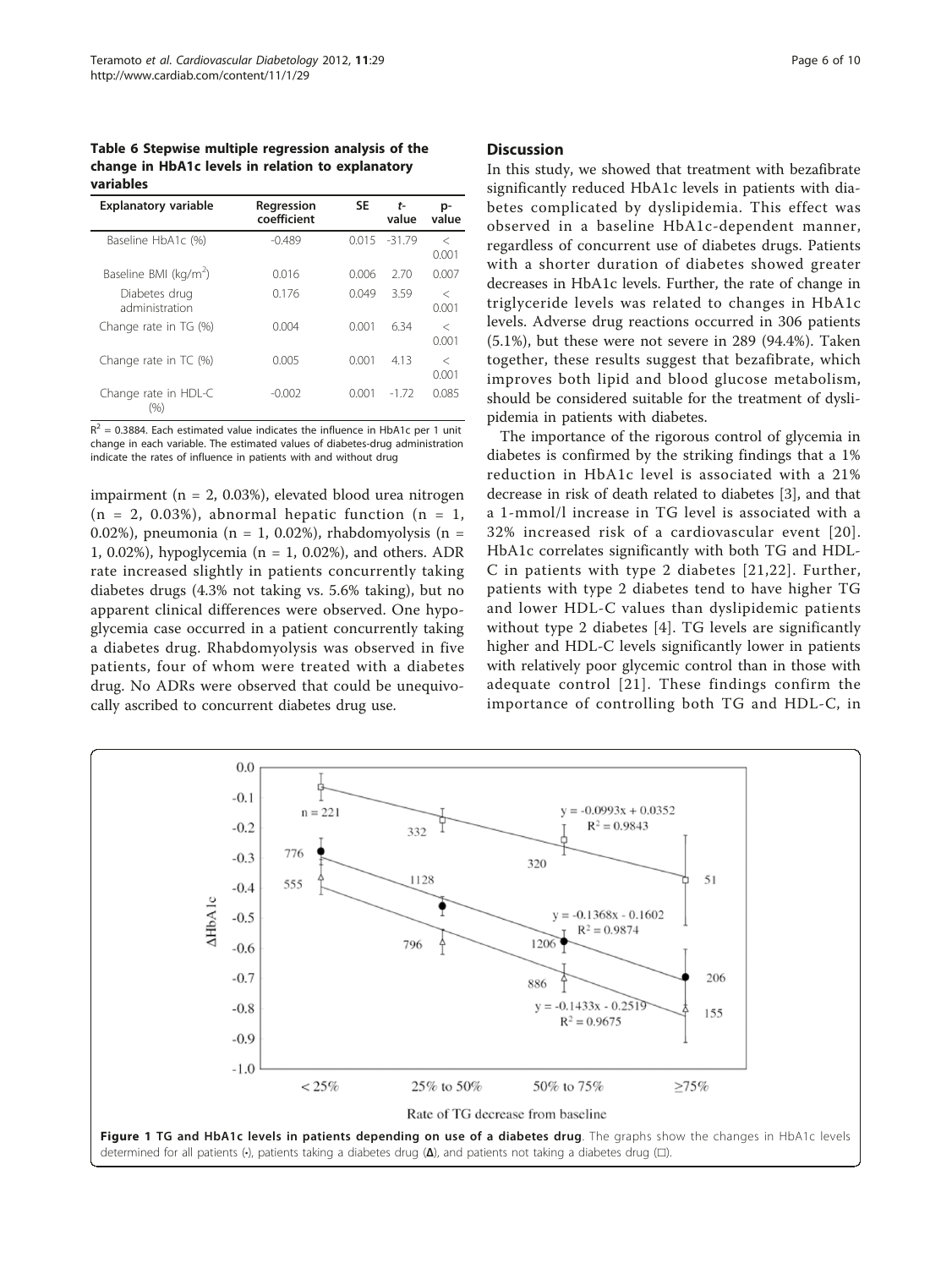**Table 6 Stepwise multiple regression analysis of the change in HbA1c levels in relation to explanatory variables**

| Explanatory variable | Regression coefficient | SE | t-value | p-value |
|---|---|---|---|---|
| Baseline HbA1c (%) | -0.489 | 0.015 | -31.79 | < 0.001 |
| Baseline BMI (kg/m$^2$) | 0.016 | 0.006 | 2.70 | 0.007 |
| Diabetes drug administration | 0.176 | 0.049 | 3.59 | < 0.001 |
| Change rate in TG (%) | 0.004 | 0.001 | 6.34 | < 0.001 |
| Change rate in TC (%) | 0.005 | 0.001 | 4.13 | < 0.001 |
| Change rate in HDL-C (%) | -0.002 | 0.001 | -1.72 | 0.085 |

$R^2$ = 0.3884. Each estimated value indicates the influence in HbA1c per 1 unit change in each variable. The estimated values of diabetes-drug administration indicate the rates of influence in patients with and without drug

impairment (n = 2, 0.03%), elevated blood urea nitrogen (n = 2, 0.03%), abnormal hepatic function (n = 1, 0.02%), pneumonia (n = 1, 0.02%), rhabdomyolysis (n = 1, 0.02%), hypoglycemia (n = 1, 0.02%), and others. ADR rate increased slightly in patients concurrently taking diabetes drugs (4.3% not taking vs. 5.6% taking), but no apparent clinical differences were observed. One hypoglycemia case occurred in a patient concurrently taking a diabetes drug. Rhabdomyolysis was observed in five patients, four of whom were treated with a diabetes drug. No ADRs were observed that could be unequivocally ascribed to concurrent diabetes drug use.

## Discussion

In this study, we showed that treatment with bezafibrate significantly reduced HbA1c levels in patients with diabetes complicated by dyslipidemia. This effect was observed in a baseline HbA1c-dependent manner, regardless of concurrent use of diabetes drugs. Patients with a shorter duration of diabetes showed greater decreases in HbA1c levels. Further, the rate of change in triglyceride levels was related to changes in HbA1c levels. Adverse drug reactions occurred in 306 patients (5.1%), but these were not severe in 289 (94.4%). Taken together, these results suggest that bezafibrate, which improves both lipid and blood glucose metabolism, should be considered suitable for the treatment of dyslipidemia in patients with diabetes.

The importance of the rigorous control of glycemia in diabetes is confirmed by the striking findings that a 1% reduction in HbA1c level is associated with a 21% decrease in risk of death related to diabetes [3], and that a 1-mmol/l increase in TG level is associated with a 32% increased risk of a cardiovascular event [20]. HbA1c correlates significantly with both TG and HDL-C in patients with type 2 diabetes [21,22]. Further, patients with type 2 diabetes tend to have higher TG and lower HDL-C values than dyslipidemic patients without type 2 diabetes [4]. TG levels are significantly higher and HDL-C levels significantly lower in patients with relatively poor glycemic control than in those with adequate control [21]. These findings confirm the importance of controlling both TG and HDL-C, in

**Figure 1 TG and HbA1c levels in patients depending on use of a diabetes drug**. The graphs show the changes in HbA1c levels determined for all patients (•), patients taking a diabetes drug (Δ), and patients not taking a diabetes drug (□).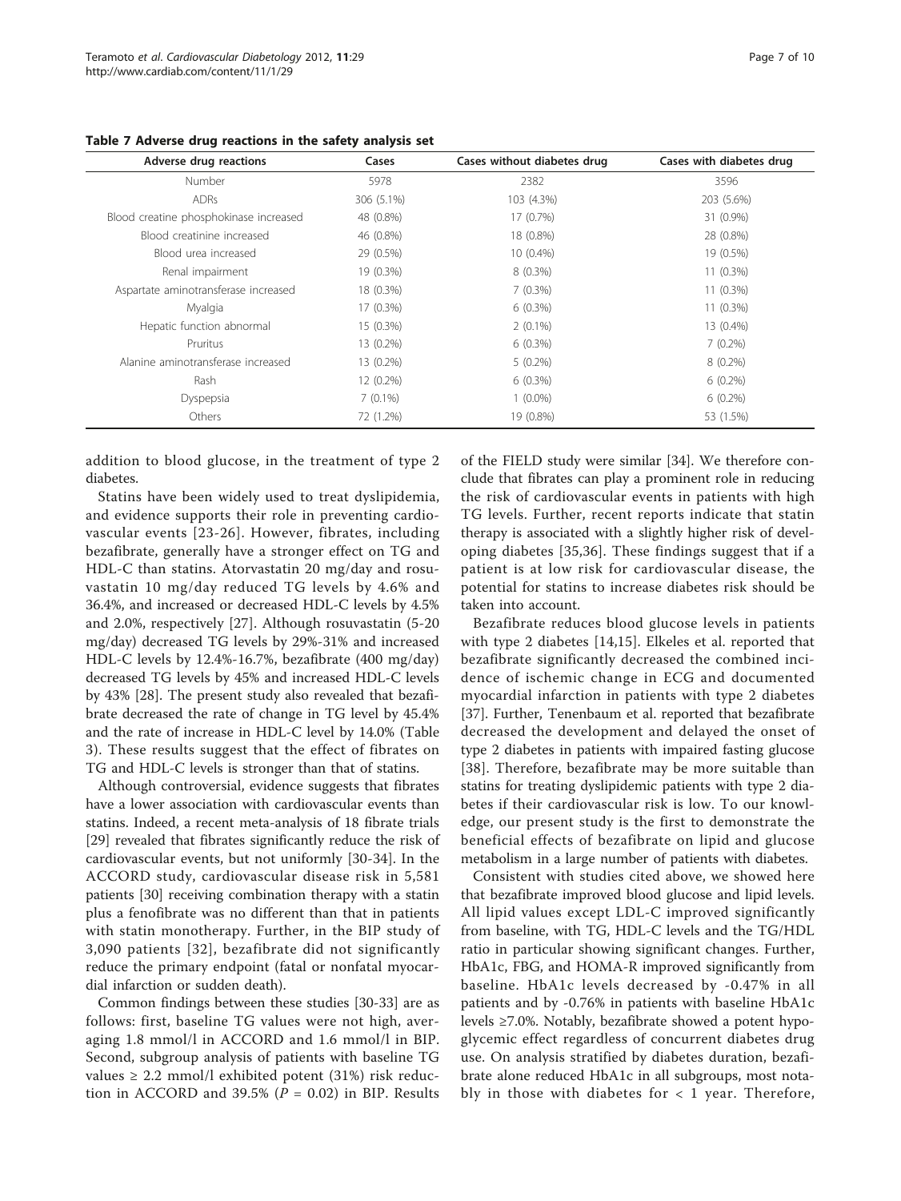**Table 7 Adverse drug reactions in the safety analysis set**

| Adverse drug reactions | Cases | Cases without diabetes drug | Cases with diabetes drug |
|---|---|---|---|
| Number | 5978 | 2382 | 3596 |
| ADRs | 306 (5.1%) | 103 (4.3%) | 203 (5.6%) |
| Blood creatine phosphokinase increased | 48 (0.8%) | 17 (0.7%) | 31 (0.9%) |
| Blood creatinine increased | 46 (0.8%) | 18 (0.8%) | 28 (0.8%) |
| Blood urea increased | 29 (0.5%) | 10 (0.4%) | 19 (0.5%) |
| Renal impairment | 19 (0.3%) | 8 (0.3%) | 11 (0.3%) |
| Aspartate aminotransferase increased | 18 (0.3%) | 7 (0.3%) | 11 (0.3%) |
| Myalgia | 17 (0.3%) | 6 (0.3%) | 11 (0.3%) |
| Hepatic function abnormal | 15 (0.3%) | 2 (0.1%) | 13 (0.4%) |
| Pruritus | 13 (0.2%) | 6 (0.3%) | 7 (0.2%) |
| Alanine aminotransferase increased | 13 (0.2%) | 5 (0.2%) | 8 (0.2%) |
| Rash | 12 (0.2%) | 6 (0.3%) | 6 (0.2%) |
| Dyspepsia | 7 (0.1%) | 1 (0.0%) | 6 (0.2%) |
| Others | 72 (1.2%) | 19 (0.8%) | 53 (1.5%) |

addition to blood glucose, in the treatment of type 2 diabetes.

Statins have been widely used to treat dyslipidemia, and evidence supports their role in preventing cardiovascular events [23-26]. However, fibrates, including bezafibrate, generally have a stronger effect on TG and HDL-C than statins. Atorvastatin 20 mg/day and rosuvastatin 10 mg/day reduced TG levels by 4.6% and 36.4%, and increased or decreased HDL-C levels by 4.5% and 2.0%, respectively [27]. Although rosuvastatin (5-20 mg/day) decreased TG levels by 29%-31% and increased HDL-C levels by 12.4%-16.7%, bezafibrate (400 mg/day) decreased TG levels by 45% and increased HDL-C levels by 43% [28]. The present study also revealed that bezafibrate decreased the rate of change in TG level by 45.4% and the rate of increase in HDL-C level by 14.0% (Table 3). These results suggest that the effect of fibrates on TG and HDL-C levels is stronger than that of statins.

Although controversial, evidence suggests that fibrates have a lower association with cardiovascular events than statins. Indeed, a recent meta-analysis of 18 fibrate trials [29] revealed that fibrates significantly reduce the risk of cardiovascular events, but not uniformly [30-34]. In the ACCORD study, cardiovascular disease risk in 5,581 patients [30] receiving combination therapy with a statin plus a fenofibrate was no different than that in patients with statin monotherapy. Further, in the BIP study of 3,090 patients [32], bezafibrate did not significantly reduce the primary endpoint (fatal or nonfatal myocardial infarction or sudden death).

Common findings between these studies [30-33] are as follows: first, baseline TG values were not high, averaging 1.8 mmol/l in ACCORD and 1.6 mmol/l in BIP. Second, subgroup analysis of patients with baseline TG values ≥ 2.2 mmol/l exhibited potent (31%) risk reduction in ACCORD and 39.5% ($P = 0.02$) in BIP. Results of the FIELD study were similar [34]. We therefore conclude that fibrates can play a prominent role in reducing the risk of cardiovascular events in patients with high TG levels. Further, recent reports indicate that statin therapy is associated with a slightly higher risk of developing diabetes [35,36]. These findings suggest that if a patient is at low risk for cardiovascular disease, the potential for statins to increase diabetes risk should be taken into account.

Bezafibrate reduces blood glucose levels in patients with type 2 diabetes [14,15]. Elkeles et al. reported that bezafibrate significantly decreased the combined incidence of ischemic change in ECG and documented myocardial infarction in patients with type 2 diabetes [37]. Further, Tenenbaum et al. reported that bezafibrate decreased the development and delayed the onset of type 2 diabetes in patients with impaired fasting glucose [38]. Therefore, bezafibrate may be more suitable than statins for treating dyslipidemic patients with type 2 diabetes if their cardiovascular risk is low. To our knowledge, our present study is the first to demonstrate the beneficial effects of bezafibrate on lipid and glucose metabolism in a large number of patients with diabetes.

Consistent with studies cited above, we showed here that bezafibrate improved blood glucose and lipid levels. All lipid values except LDL-C improved significantly from baseline, with TG, HDL-C levels and the TG/HDL ratio in particular showing significant changes. Further, HbA1c, FBG, and HOMA-R improved significantly from baseline. HbA1c levels decreased by -0.47% in all patients and by -0.76% in patients with baseline HbA1c levels ≥7.0%. Notably, bezafibrate showed a potent hypoglycemic effect regardless of concurrent diabetes drug use. On analysis stratified by diabetes duration, bezafibrate alone reduced HbA1c in all subgroups, most notably in those with diabetes for < 1 year. Therefore,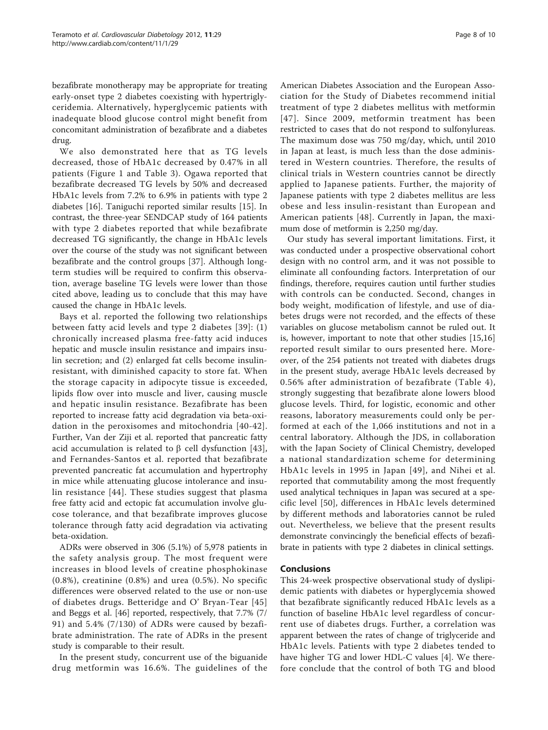bezafibrate monotherapy may be appropriate for treating early-onset type 2 diabetes coexisting with hypertriglyceridemia. Alternatively, hyperglycemic patients with inadequate blood glucose control might benefit from concomitant administration of bezafibrate and a diabetes drug.

We also demonstrated here that as TG levels decreased, those of HbA1c decreased by 0.47% in all patients (Figure 1 and Table 3). Ogawa reported that bezafibrate decreased TG levels by 50% and decreased HbA1c levels from 7.2% to 6.9% in patients with type 2 diabetes [16]. Taniguchi reported similar results [15]. In contrast, the three-year SENDCAP study of 164 patients with type 2 diabetes reported that while bezafibrate decreased TG significantly, the change in HbA1c levels over the course of the study was not significant between bezafibrate and the control groups [37]. Although long-term studies will be required to confirm this observation, average baseline TG levels were lower than those cited above, leading us to conclude that this may have caused the change in HbA1c levels.

Bays et al. reported the following two relationships between fatty acid levels and type 2 diabetes [39]: (1) chronically increased plasma free-fatty acid induces hepatic and muscle insulin resistance and impairs insulin secretion; and (2) enlarged fat cells become insulin-resistant, with diminished capacity to store fat. When the storage capacity in adipocyte tissue is exceeded, lipids flow over into muscle and liver, causing muscle and hepatic insulin resistance. Bezafibrate has been reported to increase fatty acid degradation via beta-oxidation in the peroxisomes and mitochondria [40-42]. Further, Van der Ziji et al. reported that pancreatic fatty acid accumulation is related to $\beta$ cell dysfunction [43], and Fernandes-Santos et al. reported that bezafibrate prevented pancreatic fat accumulation and hypertrophy in mice while attenuating glucose intolerance and insulin resistance [44]. These studies suggest that plasma free fatty acid and ectopic fat accumulation involve glucose tolerance, and that bezafibrate improves glucose tolerance through fatty acid degradation via activating beta-oxidation.

ADRs were observed in 306 (5.1%) of 5,978 patients in the safety analysis group. The most frequent were increases in blood levels of creatine phosphokinase (0.8%), creatinine (0.8%) and urea (0.5%). No specific differences were observed related to the use or non-use of diabetes drugs. Betteridge and O' Bryan-Tear [45] and Beggs et al. [46] reported, respectively, that 7.7% (7/91) and 5.4% (7/130) of ADRs were caused by bezafibrate administration. The rate of ADRs in the present study is comparable to their result.

In the present study, concurrent use of the biguanide drug metformin was 16.6%. The guidelines of the American Diabetes Association and the European Association for the Study of Diabetes recommend initial treatment of type 2 diabetes mellitus with metformin [47]. Since 2009, metformin treatment has been restricted to cases that do not respond to sulfonylureas. The maximum dose was 750 mg/day, which, until 2010 in Japan at least, is much less than the dose administered in Western countries. Therefore, the results of clinical trials in Western countries cannot be directly applied to Japanese patients. Further, the majority of Japanese patients with type 2 diabetes mellitus are less obese and less insulin-resistant than European and American patients [48]. Currently in Japan, the maximum dose of metformin is 2,250 mg/day.

Our study has several important limitations. First, it was conducted under a prospective observational cohort design with no control arm, and it was not possible to eliminate all confounding factors. Interpretation of our findings, therefore, requires caution until further studies with controls can be conducted. Second, changes in body weight, modification of lifestyle, and use of diabetes drugs were not recorded, and the effects of these variables on glucose metabolism cannot be ruled out. It is, however, important to note that other studies [15,16] reported result similar to ours presented here. Moreover, of the 254 patients not treated with diabetes drugs in the present study, average HbA1c levels decreased by 0.56% after administration of bezafibrate (Table 4), strongly suggesting that bezafibrate alone lowers blood glucose levels. Third, for logistic, economic and other reasons, laboratory measurements could only be performed at each of the 1,066 institutions and not in a central laboratory. Although the JDS, in collaboration with the Japan Society of Clinical Chemistry, developed a national standardization scheme for determining HbA1c levels in 1995 in Japan [49], and Nihei et al. reported that commutability among the most frequently used analytical techniques in Japan was secured at a specific level [50], differences in HbA1c levels determined by different methods and laboratories cannot be ruled out. Nevertheless, we believe that the present results demonstrate convincingly the beneficial effects of bezafibrate in patients with type 2 diabetes in clinical settings.

## Conclusions

This 24-week prospective observational study of dyslipidemic patients with diabetes or hyperglycemia showed that bezafibrate significantly reduced HbA1c levels as a function of baseline HbA1c level regardless of concurrent use of diabetes drugs. Further, a correlation was apparent between the rates of change of triglyceride and HbA1c levels. Patients with type 2 diabetes tended to have higher TG and lower HDL-C values [4]. We therefore conclude that the control of both TG and blood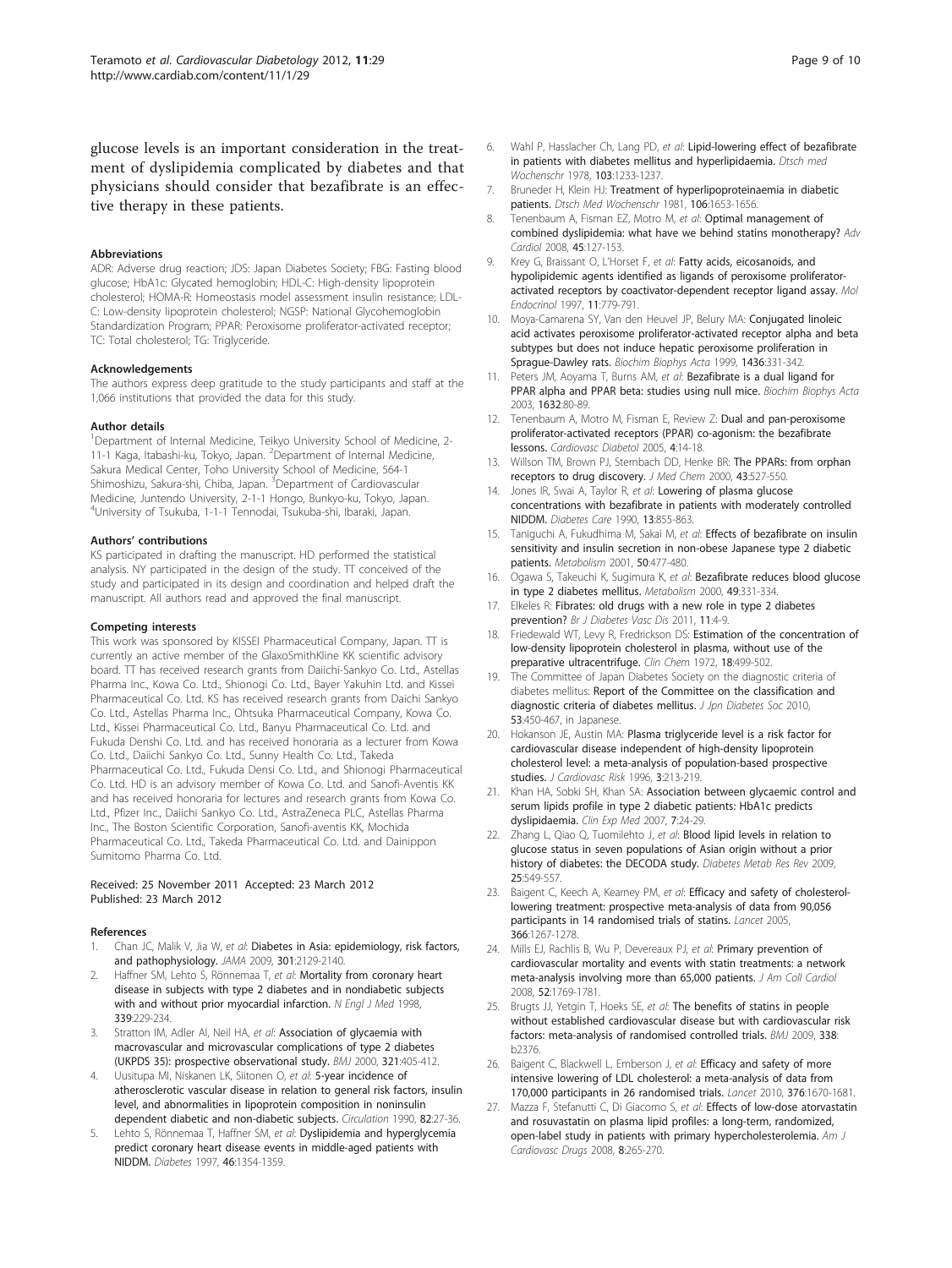glucose levels is an important consideration in the treatment of dyslipidemia complicated by diabetes and that physicians should consider that bezafibrate is an effective therapy in these patients.

#### Abbreviations

ADR: Adverse drug reaction; JDS: Japan Diabetes Society; FBG: Fasting blood glucose; HbA1c: Glycated hemoglobin; HDL-C: High-density lipoprotein cholesterol; HOMA-R: Homeostasis model assessment insulin resistance; LDL-C: Low-density lipoprotein cholesterol; NGSP: National Glycohemoglobin Standardization Program; PPAR: Peroxisome proliferator-activated receptor; TC: Total cholesterol; TG: Triglyceride.

#### Acknowledgements

The authors express deep gratitude to the study participants and staff at the 1,066 institutions that provided the data for this study.

#### Author details

[1]Department of Internal Medicine, Teikyo University School of Medicine, 2-11-1 Kaga, Itabashi-ku, Tokyo, Japan. [2]Department of Internal Medicine, Sakura Medical Center, Toho University School of Medicine, 564-1 Shimoshizu, Sakura-shi, Chiba, Japan. [3]Department of Cardiovascular Medicine, Juntendo University, 2-1-1 Hongo, Bunkyo-ku, Tokyo, Japan. [4]University of Tsukuba, 1-1-1 Tennodai, Tsukuba-shi, Ibaraki, Japan.

#### Authors' contributions

KS participated in drafting the manuscript. HD performed the statistical analysis. NY participated in the design of the study. TT conceived of the study and participated in its design and coordination and helped draft the manuscript. All authors read and approved the final manuscript.

#### Competing interests

This work was sponsored by KISSEI Pharmaceutical Company, Japan. TT is currently an active member of the GlaxoSmithKline KK scientific advisory board. TT has received research grants from Daiichi-Sankyo Co. Ltd., Astellas Pharma Inc., Kowa Co. Ltd., Shionogi Co. Ltd., Bayer Yakuhin Ltd. and Kissei Pharmaceutical Co. Ltd. KS has received research grants from Daichi Sankyo Co. Ltd., Astellas Pharma Inc., Ohtsuka Pharmaceutical Company, Kowa Co. Ltd., Kissei Pharmaceutical Co. Ltd., Banyu Pharmaceutical Co. Ltd. and Fukuda Denshi Co. Ltd. and has received honoraria as a lecturer from Kowa Co. Ltd., Daiichi Sankyo Co. Ltd., Sunny Health Co. Ltd., Takeda Pharmaceutical Co. Ltd., Fukuda Densi Co. Ltd., and Shionogi Pharmaceutical Co. Ltd. HD is an advisory member of Kowa Co. Ltd. and Sanofi-Aventis KK and has received honoraria for lectures and research grants from Kowa Co. Ltd., Pfizer Inc., Daiichi Sankyo Co. Ltd., AstraZeneca PLC, Astellas Pharma Inc., The Boston Scientific Corporation, Sanofi-aventis KK, Mochida Pharmaceutical Co. Ltd., Takeda Pharmaceutical Co. Ltd. and Dainippon Sumitomo Pharma Co. Ltd.

Received: 25 November 2011 Accepted: 23 March 2012
Published: 23 March 2012

#### References

1. Chan JC, Malik V, Jia W, *et al*: Diabetes in Asia: epidemiology, risk factors, and pathophysiology. *JAMA* 2009, 301:2129-2140.
2. Haffner SM, Lehto S, Rönnemaa T, *et al*: Mortality from coronary heart disease in subjects with type 2 diabetes and in nondiabetic subjects with and without prior myocardial infarction. *N Engl J Med* 1998, 339:229-234.
3. Stratton IM, Adler AI, Neil HA, *et al*: Association of glycaemia with macrovascular and microvascular complications of type 2 diabetes (UKPDS 35): prospective observational study. *BMJ* 2000, 321:405-412.
4. Uusitupa MI, Niskanen LK, Siitonen O, *et al*: 5-year incidence of atherosclerotic vascular disease in relation to general risk factors, insulin level, and abnormalities in lipoprotein composition in noninsulin dependent diabetic and non-diabetic subjects. *Circulation* 1990, 82:27-36.
5. Lehto S, Rönnemaa T, Haffner SM, *et al*: Dyslipidemia and hyperglycemia predict coronary heart disease events in middle-aged patients with NIDDM. *Diabetes* 1997, 46:1354-1359.
6. Wahl P, Hasslacher Ch, Lang PD, *et al*: Lipid-lowering effect of bezafibrate in patients with diabetes mellitus and hyperlipidaemia. *Dtsch med Wochenschr* 1978, 103:1233-1237.
7. Bruneder H, Klein HJ: Treatment of hyperlipoproteinaemia in diabetic patients. *Dtsch Med Wochenschr* 1981, 106:1653-1656.
8. Tenenbaum A, Fisman EZ, Motro M, *et al*: Optimal management of combined dyslipidemia: what have we behind statins monotherapy? *Adv Cardiol* 2008, 45:127-153.
9. Krey G, Braissant O, L'Horset F, *et al*: Fatty acids, eicosanoids, and hypolipidemic agents identified as ligands of peroxisome proliferator-activated receptors by coactivator-dependent receptor ligand assay. *Mol Endocrinol* 1997, 11:779-791.
10. Moya-Camarena SY, Van den Heuvel JP, Belury MA: Conjugated linoleic acid activates peroxisome proliferator-activated receptor alpha and beta subtypes but does not induce hepatic peroxisome proliferation in Sprague-Dawley rats. *Biochim Biophys Acta* 1999, 1436:331-342.
11. Peters JM, Aoyama T, Burns AM, *et al*: Bezafibrate is a dual ligand for PPAR alpha and PPAR beta: studies using null mice. *Biochim Biophys Acta* 2003, 1632:80-89.
12. Tenenbaum A, Motro M, Fisman E, Review Z: Dual and pan-peroxisome proliferator-activated receptors (PPAR) co-agonism: the bezafibrate lessons. *Cardiovasc Diabetol* 2005, 4:14-18.
13. Willson TM, Brown PJ, Sternbach DD, Henke BR: The PPARs: from orphan receptors to drug discovery. *J Med Chem* 2000, 43:527-550.
14. Jones IR, Swai A, Taylor R, *et al*: Lowering of plasma glucose concentrations with bezafibrate in patients with moderately controlled NIDDM. *Diabetes Care* 1990, 13:855-863.
15. Taniguchi A, Fukudhima M, Sakai M, *et al*: Effects of bezafibrate on insulin sensitivity and insulin secretion in non-obese Japanese type 2 diabetic patients. *Metabolism* 2001, 50:477-480.
16. Ogawa S, Takeuchi K, Sugimura K, *et al*: Bezafibrate reduces blood glucose in type 2 diabetes mellitus. *Metabolism* 2000, 49:331-334.
17. Elkeles R: Fibrates: old drugs with a new role in type 2 diabetes prevention? *Br J Diabetes Vasc Dis* 2011, 11:4-9.
18. Friedewald WT, Levy R, Fredrickson DS: Estimation of the concentration of low-density lipoprotein cholesterol in plasma, without use of the preparative ultracentrifuge. *Clin Chem* 1972, 18:499-502.
19. The Committee of Japan Diabetes Society on the diagnostic criteria of diabetes mellitus: Report of the Committee on the classification and diagnostic criteria of diabetes mellitus. *J Jpn Diabetes Soc* 2010, 53:450-467, in Japanese.
20. Hokanson JE, Austin MA: Plasma triglyceride level is a risk factor for cardiovascular disease independent of high-density lipoprotein cholesterol level: a meta-analysis of population-based prospective studies. *J Cardiovasc Risk* 1996, 3:213-219.
21. Khan HA, Sobki SH, Khan SA: Association between glycaemic control and serum lipids profile in type 2 diabetic patients: HbA1c predicts dyslipidaemia. *Clin Exp Med* 2007, 7:24-29.
22. Zhang L, Qiao Q, Tuomilehto J, *et al*: Blood lipid levels in relation to glucose status in seven populations of Asian origin without a prior history of diabetes: the DECODA study. *Diabetes Metab Res Rev* 2009, 25:549-557.
23. Baigent C, Keech A, Kearney PM, *et al*: Efficacy and safety of cholesterol-lowering treatment: prospective meta-analysis of data from 90,056 participants in 14 randomised trials of statins. *Lancet* 2005, 366:1267-1278.
24. Mills EJ, Rachlis B, Wu P, Devereaux PJ, *et al*: Primary prevention of cardiovascular mortality and events with statin treatments: a network meta-analysis involving more than 65,000 patients. *J Am Coll Cardiol* 2008, 52:1769-1781.
25. Brugts JJ, Yetgin T, Hoeks SE, *et al*: The benefits of statins in people without established cardiovascular disease but with cardiovascular risk factors: meta-analysis of randomised controlled trials. *BMJ* 2009, 338: b2376.
26. Baigent C, Blackwell L, Emberson J, *et al*: Efficacy and safety of more intensive lowering of LDL cholesterol: a meta-analysis of data from 170,000 participants in 26 randomised trials. *Lancet* 2010, 376:1670-1681.
27. Mazza F, Stefanutti C, Di Giacomo S, *et al*: Effects of low-dose atorvastatin and rosuvastatin on plasma lipid profiles: a long-term, randomized, open-label study in patients with primary hypercholesterolemia. *Am J Cardiovasc Drugs* 2008, 8:265-270.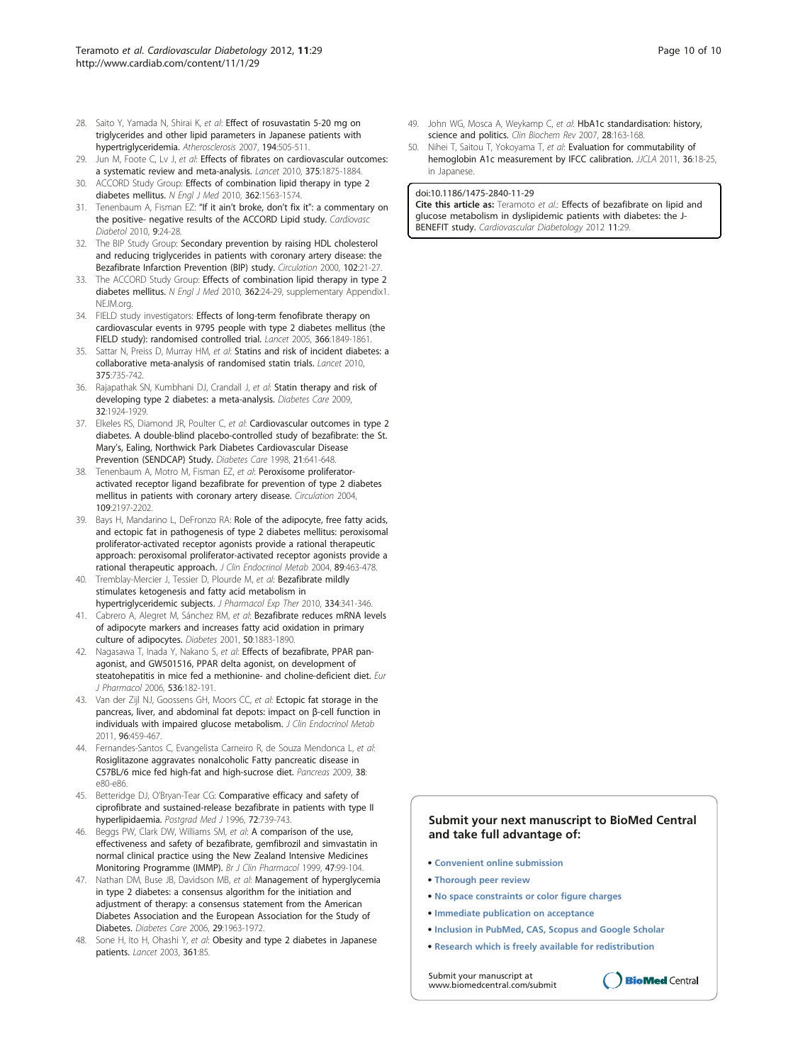28. Saito Y, Yamada N, Shirai K, *et al*: Effect of rosuvastatin 5-20 mg on triglycerides and other lipid parameters in Japanese patients with hypertriglyceridemia. *Atherosclerosis* 2007, **194**:505-511.
29. Jun M, Foote C, Lv J, *et al*: Effects of fibrates on cardiovascular outcomes: a systematic review and meta-analysis. *Lancet* 2010, **375**:1875-1884.
30. ACCORD Study Group: Effects of combination lipid therapy in type 2 diabetes mellitus. *N Engl J Med* 2010, **362**:1563-1574.
31. Tenenbaum A, Fisman EZ: "If it ain't broke, don't fix it": a commentary on the positive- negative results of the ACCORD Lipid study. *Cardiovasc Diabetol* 2010, **9**:24-28.
32. The BIP Study Group: Secondary prevention by raising HDL cholesterol and reducing triglycerides in patients with coronary artery disease: the Bezafibrate Infarction Prevention (BIP) study. *Circulation* 2000, **102**:21-27.
33. The ACCORD Study Group: Effects of combination lipid therapy in type 2 diabetes mellitus. *N Engl J Med* 2010, **362**:24-29, supplementary Appendix1. NEJM.org.
34. FIELD study investigators: Effects of long-term fenofibrate therapy on cardiovascular events in 9795 people with type 2 diabetes mellitus (the FIELD study): randomised controlled trial. *Lancet* 2005, **366**:1849-1861.
35. Sattar N, Preiss D, Murray HM, *et al*: Statins and risk of incident diabetes: a collaborative meta-analysis of randomised statin trials. *Lancet* 2010, **375**:735-742.
36. Rajapathak SN, Kumbhani DJ, Crandall J, *et al*: Statin therapy and risk of developing type 2 diabetes: a meta-analysis. *Diabetes Care* 2009, **32**:1924-1929.
37. Elkeles RS, Diamond JR, Poulter C, *et al*: Cardiovascular outcomes in type 2 diabetes. A double-blind placebo-controlled study of bezafibrate: the St. Mary's, Ealing, Northwick Park Diabetes Cardiovascular Disease Prevention (SENDCAP) Study. *Diabetes Care* 1998, **21**:641-648.
38. Tenenbaum A, Motro M, Fisman EZ, *et al*: Peroxisome proliferator-activated receptor ligand bezafibrate for prevention of type 2 diabetes mellitus in patients with coronary artery disease. *Circulation* 2004, **109**:2197-2202.
39. Bays H, Mandarino L, DeFronzo RA: Role of the adipocyte, free fatty acids, and ectopic fat in pathogenesis of type 2 diabetes mellitus: peroxisomal proliferator-activated receptor agonists provide a rational therapeutic approach: peroxisomal proliferator-activated receptor agonists provide a rational therapeutic approach. *J Clin Endocrinol Metab* 2004, **89**:463-478.
40. Tremblay-Mercier J, Tessier D, Plourde M, *et al*: Bezafibrate mildly stimulates ketogenesis and fatty acid metabolism in hypertriglyceridemic subjects. *J Pharmacol Exp Ther* 2010, **334**:341-346.
41. Cabrero A, Alegret M, Sánchez RM, *et al*: Bezafibrate reduces mRNA levels of adipocyte markers and increases fatty acid oxidation in primary culture of adipocytes. *Diabetes* 2001, **50**:1883-1890.
42. Nagasawa T, Inada Y, Nakano S, *et al*: Effects of bezafibrate, PPAR pan-agonist, and GW501516, PPAR delta agonist, on development of steatohepatitis in mice fed a methionine- and choline-deficient diet. *Eur J Pharmacol* 2006, **536**:182-191.
43. Van der Zijl NJ, Goossens GH, Moors CC, *et al*: Ectopic fat storage in the pancreas, liver, and abdominal fat depots: impact on β-cell function in individuals with impaired glucose metabolism. *J Clin Endocrinol Metab* 2011, **96**:459-467.
44. Fernandes-Santos C, Evangelista Carneiro R, de Souza Mendonca L, *et al*: Rosiglitazone aggravates nonalcoholic Fatty pancreatic disease in C57BL/6 mice fed high-fat and high-sucrose diet. *Pancreas* 2009, **38**:e80-e86.
45. Betteridge DJ, O'Bryan-Tear CG: Comparative efficacy and safety of ciprofibrate and sustained-release bezafibrate in patients with type II hyperlipidaemia. *Postgrad Med J* 1996, **72**:739-743.
46. Beggs PW, Clark DW, Williams SM, *et al*: A comparison of the use, effectiveness and safety of bezafibrate, gemfibrozil and simvastatin in normal clinical practice using the New Zealand Intensive Medicines Monitoring Programme (IMMP). *Br J Clin Pharmacol* 1999, **47**:99-104.
47. Nathan DM, Buse JB, Davidson MB, *et al*: Management of hyperglycemia in type 2 diabetes: a consensus algorithm for the initiation and adjustment of therapy: a consensus statement from the American Diabetes Association and the European Association for the Study of Diabetes. *Diabetes Care* 2006, **29**:1963-1972.
48. Sone H, Ito H, Ohashi Y, *et al*: Obesity and type 2 diabetes in Japanese patients. *Lancet* 2003, **361**:85.
49. John WG, Mosca A, Weykamp C, *et al*: HbA1c standardisation: history, science and politics. *Clin Biochem Rev* 2007, **28**:163-168.
50. Nihei T, Saitou T, Yokoyama T, *et al*: Evaluation for commutability of hemoglobin A1c measurement by IFCC calibration. *JJCLA* 2011, **36**:18-25, in Japanese.

doi:10.1186/1475-2840-11-29

**Cite this article as:** Teramoto *et al.*: Effects of bezafibrate on lipid and glucose metabolism in dyslipidemic patients with diabetes: the J-BENEFIT study. *Cardiovascular Diabetology* 2012 **11**:29.

**Submit your next manuscript to BioMed Central and take full advantage of:**

- **Convenient online submission**
- **Thorough peer review**
- **No space constraints or color figure charges**
- **Immediate publication on acceptance**
- **Inclusion in PubMed, CAS, Scopus and Google Scholar**
- **Research which is freely available for redistribution**

Submit your manuscript at www.biomedcentral.com/submit

BioMed Central